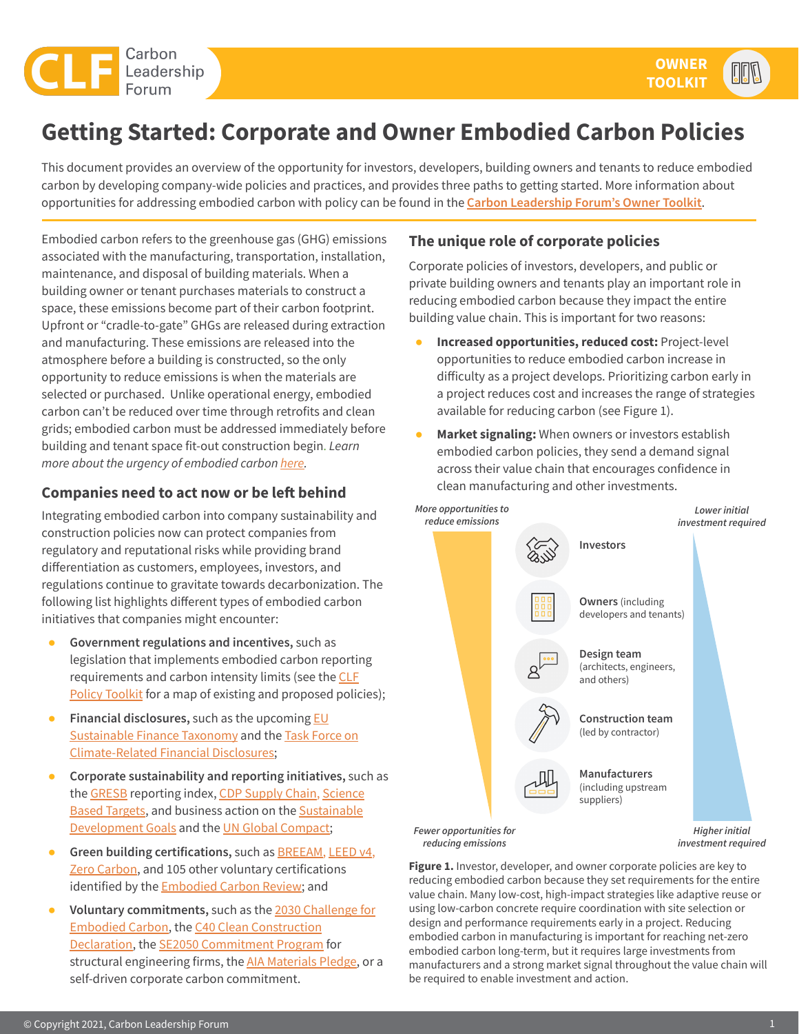# Getting Started: Corporate and Owner Embodied Carbon Policies

This document provides an overview of the opportunity for investors, developers, building owners and tenants to reduce embodied carbon by developing company-wide policies and practices, and provides three paths to getting started. More information about opportunities for addressing embodied carbon with policy can be found in the **Carbon Leadership Forum's Owner Toolkit**.

Embodied carbon refers to the greenhouse gas (GHG) emissions associated with the manufacturing, transportation, installation, maintenance, and disposal of building materials. When a building owner or tenant purchases materials to construct a space, these emissions become part of their carbon footprint. Upfront or "cradle-to-gate" GHGs are released during extraction and manufacturing. These emissions are released into the atmosphere before a building is constructed, so the only opportunity to reduce emissions is when the materials are selected or purchased. Unlike operational energy, embodied carbon can't be reduced over time through retrofits and clean grids; embodied carbon must be addressed immediately before building and tenant space fit-out construction begin. *Learn more about the urgency of embodied carbon here.*

## Companies need to act now or be left behind

Integrating embodied carbon into company sustainability and construction policies now can protect companies from regulatory and reputational risks while providing brand differentiation as customers, employees, investors, and regulations continue to gravitate towards decarbonization. The following list highlights different types of embodied carbon initiatives that companies might encounter:

- **Government regulations and incentives,** such as legislation that implements embodied carbon reporting requirements and carbon intensity limits (see the CLF Policy Toolkit for a map of existing and proposed policies);
- **Financial disclosures,** such as the upcoming EU Sustainable Finance Taxonomy and the Task Force on Climate-Related Financial Disclosures;
- **Corporate sustainability and reporting initiatives,** such as the GRESB reporting index, CDP Supply Chain, Science Based Targets, and business action on the Sustainable Development Goals and the UN Global Compact;
- **Green building certifications,** such as BREEAM, LEED v4, Zero Carbon, and 105 other voluntary certifications identified by the Embodied Carbon Review; and
- **Voluntary commitments,** such as the 2030 Challenge for Embodied Carbon, the C40 Clean Construction Declaration, the SE2050 Commitment Program for structural engineering firms, the AIA Materials Pledge, or a self-driven corporate carbon commitment.

## The unique role of corporate policies

Corporate policies of investors, developers, and public or private building owners and tenants play an important role in reducing embodied carbon because they impact the entire building value chain. This is important for two reasons:

- **Increased opportunities, reduced cost:** Project-level opportunities to reduce embodied carbon increase in difficulty as a project develops. Prioritizing carbon early in a project reduces cost and increases the range of strategies available for reducing carbon (see Figure 1).
- **Market signaling:** When owners or investors establish embodied carbon policies, they send a demand signal across their value chain that encourages confidence in clean manufacturing and other investments.

*More opportunities to reduce emissions* | *Lower initial investment required*

- **Investors**
- **Owners** (including developers and tenants)
- **Design team** (architects, engineers, and others)
- **Construction team** (led by contractor)
- **Manufacturers** (including upstream suppliers)

*Fewer opportunities for reducing emissions* | *Higher initial investment required*

**Figure 1.** Investor, developer, and owner corporate policies are key to reducing embodied carbon because they set requirements for the entire value chain. Many low-cost, high-impact strategies like adaptive reuse or using low-carbon concrete require coordination with site selection or design and performance requirements early in a project. Reducing embodied carbon in manufacturing is important for reaching net-zero embodied carbon long-term, but it requires large investments from manufacturers and a strong market signal throughout the value chain will be required to enable investment and action.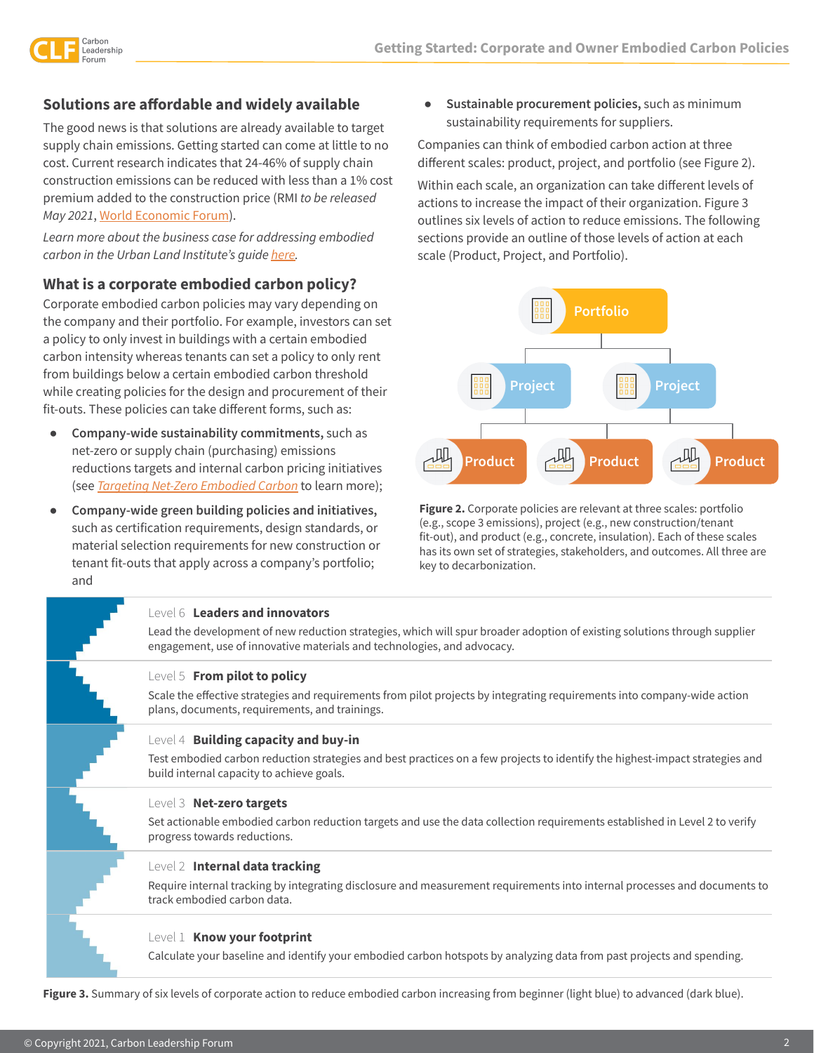## Solutions are affordable and widely available

The good news is that solutions are already available to target supply chain emissions. Getting started can come at little to no cost. Current research indicates that 24-46% of supply chain construction emissions can be reduced with less than a 1% cost premium added to the construction price (RMI *to be released May 2021*, World Economic Forum).

*Learn more about the business case for addressing embodied carbon in the Urban Land Institute's guide here.*

## What is a corporate embodied carbon policy?

Corporate embodied carbon policies may vary depending on the company and their portfolio. For example, investors can set a policy to only invest in buildings with a certain embodied carbon intensity whereas tenants can set a policy to only rent from buildings below a certain embodied carbon threshold while creating policies for the design and procurement of their fit-outs. These policies can take different forms, such as:

- **Company-wide sustainability commitments,** such as net-zero or supply chain (purchasing) emissions reductions targets and internal carbon pricing initiatives (see *Targeting Net-Zero Embodied Carbon* to learn more);
- **Company-wide green building policies and initiatives,** such as certification requirements, design standards, or material selection requirements for new construction or tenant fit-outs that apply across a company's portfolio; and
- **Sustainable procurement policies,** such as minimum sustainability requirements for suppliers.

Companies can think of embodied carbon action at three different scales: product, project, and portfolio (see Figure 2).

Within each scale, an organization can take different levels of actions to increase the impact of their organization. Figure 3 outlines six levels of action to reduce emissions. The following sections provide an outline of those levels of action at each scale (Product, Project, and Portfolio).

Portfolio

Project | Project

Product | Product | Product

**Figure 2.** Corporate policies are relevant at three scales: portfolio (e.g., scope 3 emissions), project (e.g., new construction/tenant fit-out), and product (e.g., concrete, insulation). Each of these scales has its own set of strategies, stakeholders, and outcomes. All three are key to decarbonization.

Level 6 **Leaders and innovators**
Lead the development of new reduction strategies, which will spur broader adoption of existing solutions through supplier engagement, use of innovative materials and technologies, and advocacy.

Level 5 **From pilot to policy**
Scale the effective strategies and requirements from pilot projects by integrating requirements into company-wide action plans, documents, requirements, and trainings.

Level 4 **Building capacity and buy-in**
Test embodied carbon reduction strategies and best practices on a few projects to identify the highest-impact strategies and build internal capacity to achieve goals.

Level 3 **Net-zero targets**
Set actionable embodied carbon reduction targets and use the data collection requirements established in Level 2 to verify progress towards reductions.

Level 2 **Internal data tracking**
Require internal tracking by integrating disclosure and measurement requirements into internal processes and documents to track embodied carbon data.

Level 1 **Know your footprint**
Calculate your baseline and identify your embodied carbon hotspots by analyzing data from past projects and spending.

**Figure 3.** Summary of six levels of corporate action to reduce embodied carbon increasing from beginner (light blue) to advanced (dark blue).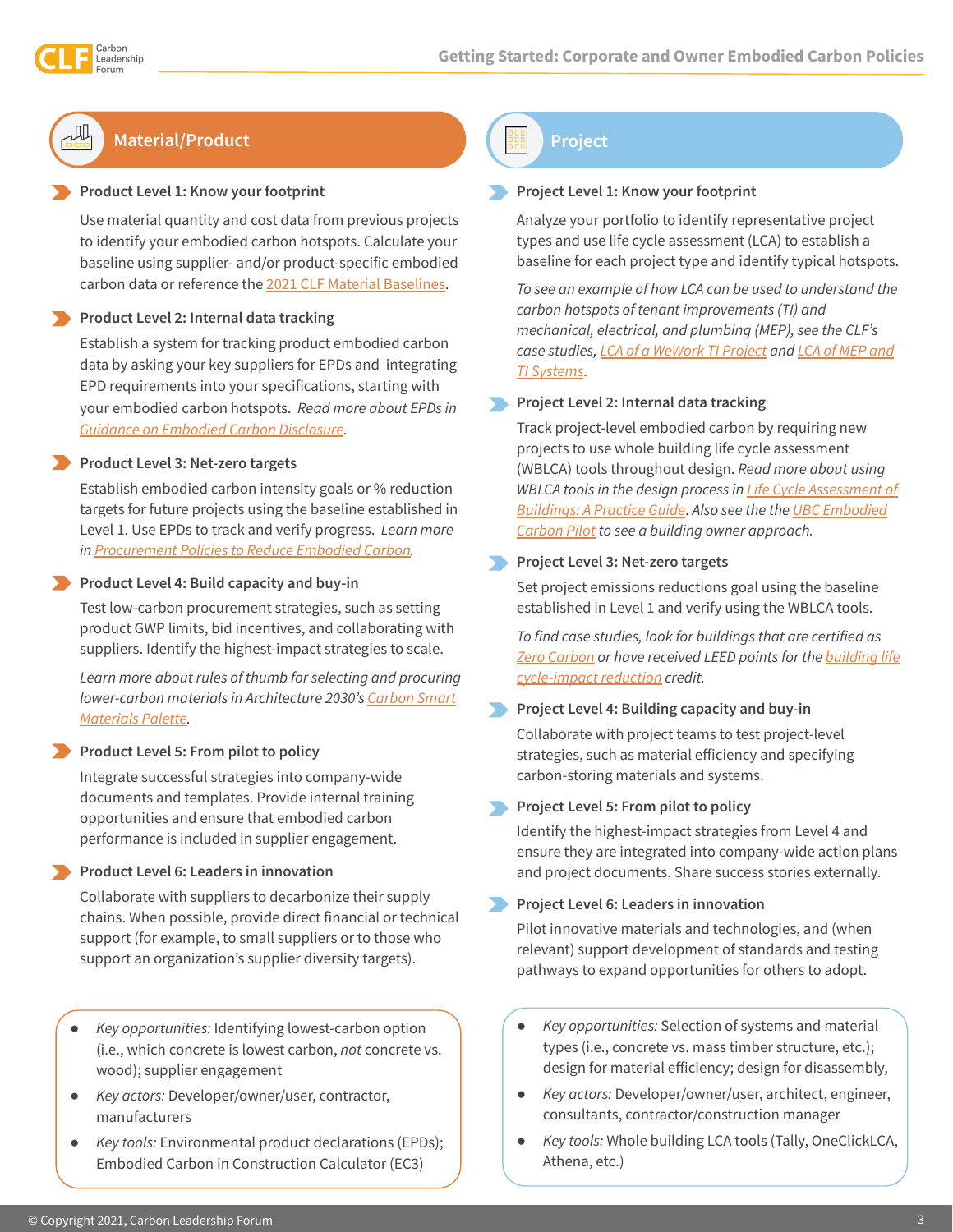## Material/Product

### Product Level 1: Know your footprint

Use material quantity and cost data from previous projects to identify your embodied carbon hotspots. Calculate your baseline using supplier- and/or product-specific embodied carbon data or reference the 2021 CLF Material Baselines.

### Product Level 2: Internal data tracking

Establish a system for tracking product embodied carbon data by asking your key suppliers for EPDs and integrating EPD requirements into your specifications, starting with your embodied carbon hotspots. *Read more about EPDs in Guidance on Embodied Carbon Disclosure.*

### Product Level 3: Net-zero targets

Establish embodied carbon intensity goals or % reduction targets for future projects using the baseline established in Level 1. Use EPDs to track and verify progress. *Learn more in Procurement Policies to Reduce Embodied Carbon.*

### Product Level 4: Build capacity and buy-in

Test low-carbon procurement strategies, such as setting product GWP limits, bid incentives, and collaborating with suppliers. Identify the highest-impact strategies to scale.

*Learn more about rules of thumb for selecting and procuring lower-carbon materials in Architecture 2030's Carbon Smart Materials Palette.*

### Product Level 5: From pilot to policy

Integrate successful strategies into company-wide documents and templates. Provide internal training opportunities and ensure that embodied carbon performance is included in supplier engagement.

### Product Level 6: Leaders in innovation

Collaborate with suppliers to decarbonize their supply chains. When possible, provide direct financial or technical support (for example, to small suppliers or to those who support an organization's supplier diversity targets).

- *Key opportunities:* Identifying lowest-carbon option (i.e., which concrete is lowest carbon, *not* concrete vs. wood); supplier engagement
- *Key actors:* Developer/owner/user, contractor, manufacturers
- *Key tools:* Environmental product declarations (EPDs); Embodied Carbon in Construction Calculator (EC3)

## Project

### Project Level 1: Know your footprint

Analyze your portfolio to identify representative project types and use life cycle assessment (LCA) to establish a baseline for each project type and identify typical hotspots.

*To see an example of how LCA can be used to understand the carbon hotspots of tenant improvements (TI) and mechanical, electrical, and plumbing (MEP), see the CLF's case studies, LCA of a WeWork TI Project and LCA of MEP and TI Systems.*

### Project Level 2: Internal data tracking

Track project-level embodied carbon by requiring new projects to use whole building life cycle assessment (WBLCA) tools throughout design. *Read more about using WBLCA tools in the design process in Life Cycle Assessment of Buildings: A Practice Guide. Also see the the UBC Embodied Carbon Pilot to see a building owner approach.*

### Project Level 3: Net-zero targets

Set project emissions reductions goal using the baseline established in Level 1 and verify using the WBLCA tools.

*To find case studies, look for buildings that are certified as Zero Carbon or have received LEED points for the building life cycle-impact reduction credit.*

### Project Level 4: Building capacity and buy-in

Collaborate with project teams to test project-level strategies, such as material efficiency and specifying carbon-storing materials and systems.

### Project Level 5: From pilot to policy

Identify the highest-impact strategies from Level 4 and ensure they are integrated into company-wide action plans and project documents. Share success stories externally.

### Project Level 6: Leaders in innovation

Pilot innovative materials and technologies, and (when relevant) support development of standards and testing pathways to expand opportunities for others to adopt.

- *Key opportunities:* Selection of systems and material types (i.e., concrete vs. mass timber structure, etc.); design for material efficiency; design for disassembly,
- *Key actors:* Developer/owner/user, architect, engineer, consultants, contractor/construction manager
- *Key tools:* Whole building LCA tools (Tally, OneClickLCA, Athena, etc.)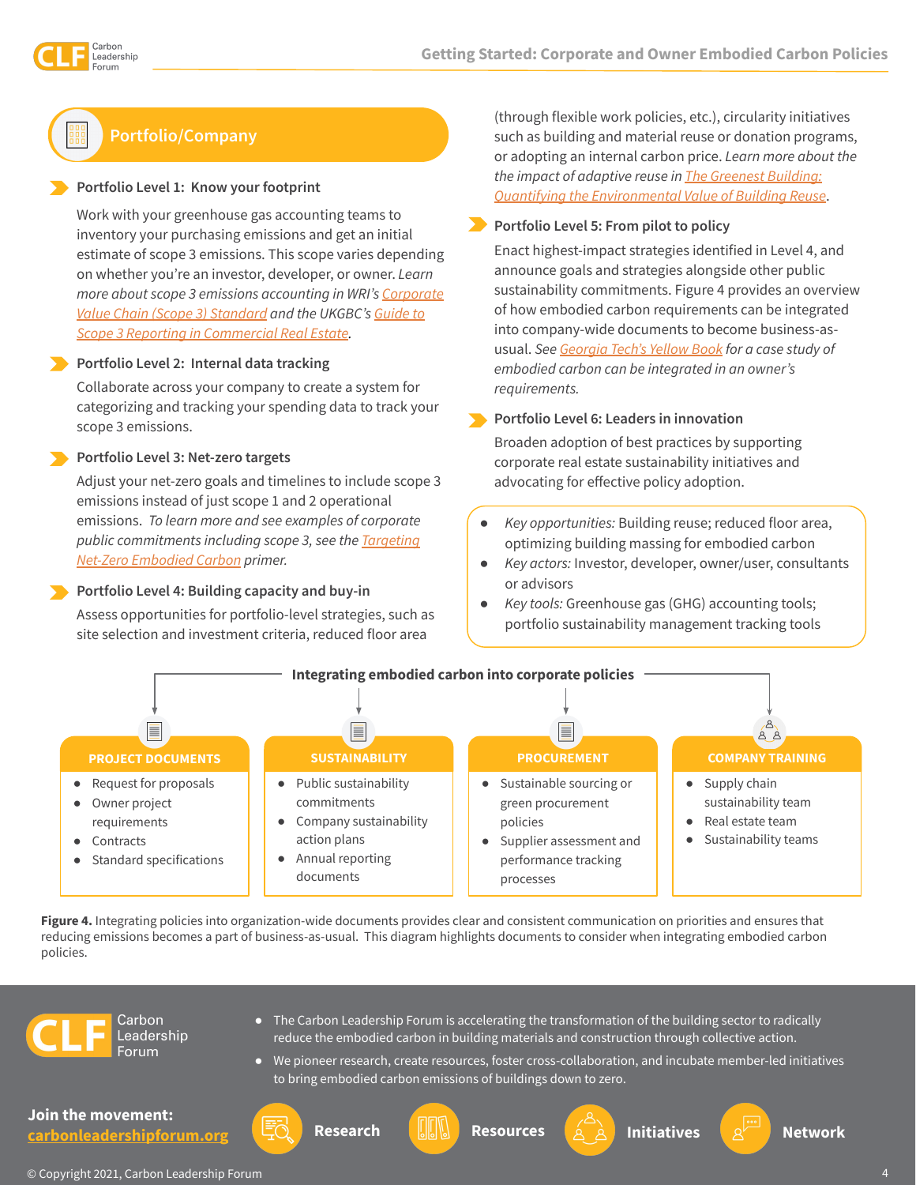## Portfolio/Company

**Portfolio Level 1: Know your footprint**

Work with your greenhouse gas accounting teams to inventory your purchasing emissions and get an initial estimate of scope 3 emissions. This scope varies depending on whether you're an investor, developer, or owner. *Learn more about scope 3 emissions accounting in WRI's* [Corporate Value Chain (Scope 3) Standard] *and the UKGBC's* [Guide to Scope 3 Reporting in Commercial Real Estate].

**Portfolio Level 2: Internal data tracking**

Collaborate across your company to create a system for categorizing and tracking your spending data to track your scope 3 emissions.

**Portfolio Level 3: Net-zero targets**

Adjust your net-zero goals and timelines to include scope 3 emissions instead of just scope 1 and 2 operational emissions. *To learn more and see examples of corporate public commitments including scope 3, see the* [Targeting Net-Zero Embodied Carbon] *primer.*

**Portfolio Level 4: Building capacity and buy-in**

Assess opportunities for portfolio-level strategies, such as site selection and investment criteria, reduced floor area (through flexible work policies, etc.), circularity initiatives such as building and material reuse or donation programs, or adopting an internal carbon price. *Learn more about the the impact of adaptive reuse in* [The Greenest Building: Quantifying the Environmental Value of Building Reuse].

**Portfolio Level 5: From pilot to policy**

Enact highest-impact strategies identified in Level 4, and announce goals and strategies alongside other public sustainability commitments. Figure 4 provides an overview of how embodied carbon requirements can be integrated into company-wide documents to become business-as-usual. *See* [Georgia Tech's Yellow Book] *for a case study of embodied carbon can be integrated in an owner's requirements.*

**Portfolio Level 6: Leaders in innovation**

Broaden adoption of best practices by supporting corporate real estate sustainability initiatives and advocating for effective policy adoption.

- *Key opportunities:* Building reuse; reduced floor area, optimizing building massing for embodied carbon
- *Key actors:* Investor, developer, owner/user, consultants or advisors
- *Key tools:* Greenhouse gas (GHG) accounting tools; portfolio sustainability management tracking tools

**Integrating embodied carbon into corporate policies**

**PROJECT DOCUMENTS**
- Request for proposals
- Owner project requirements
- Contracts
- Standard specifications

**SUSTAINABILITY**
- Public sustainability commitments
- Company sustainability action plans
- Annual reporting documents

**PROCUREMENT**
- Sustainable sourcing or green procurement policies
- Supplier assessment and performance tracking processes

**COMPANY TRAINING**
- Supply chain sustainability team
- Real estate team
- Sustainability teams

**Figure 4.** Integrating policies into organization-wide documents provides clear and consistent communication on priorities and ensures that reducing emissions becomes a part of business-as-usual. This diagram highlights documents to consider when integrating embodied carbon policies.

- The Carbon Leadership Forum is accelerating the transformation of the building sector to radically reduce the embodied carbon in building materials and construction through collective action.
- We pioneer research, create resources, foster cross-collaboration, and incubate member-led initiatives to bring embodied carbon emissions of buildings down to zero.

**Join the movement:** [carbonleadershipforum.org]

Research | Resources | Initiatives | Network

© Copyright 2021, Carbon Leadership Forum